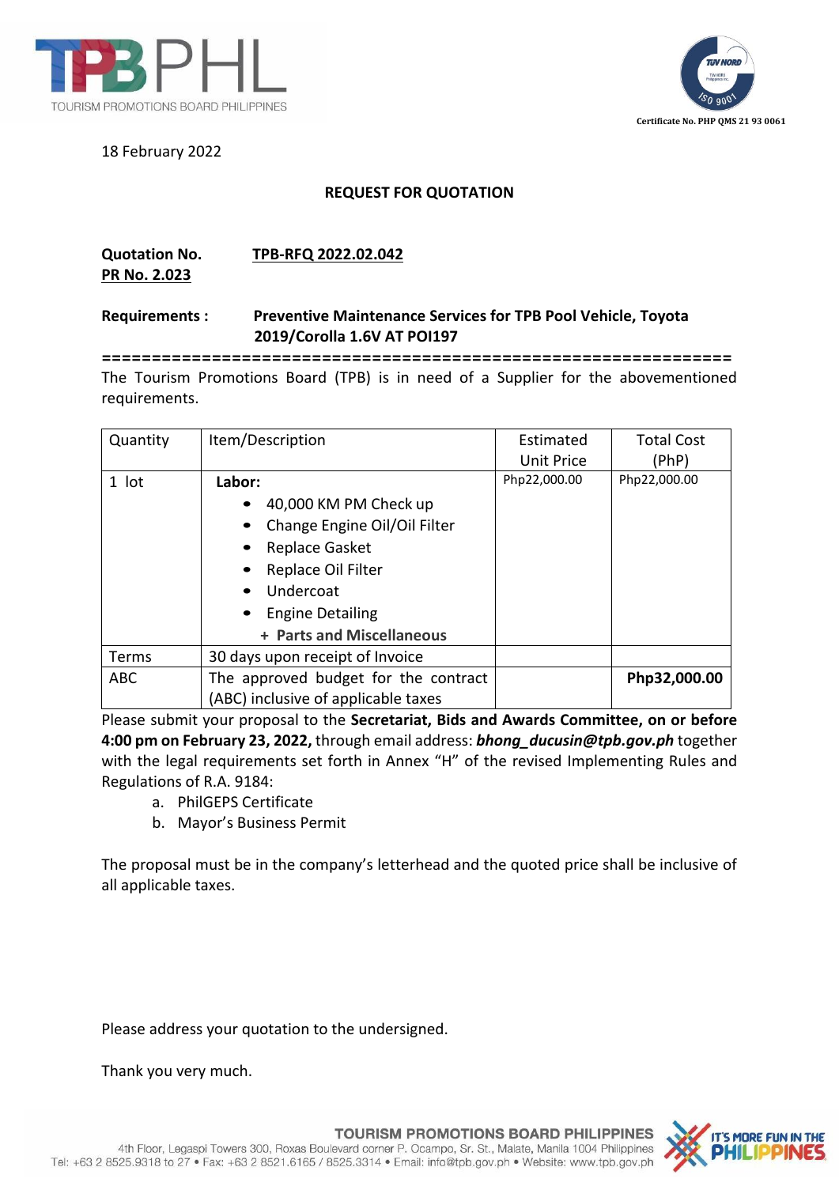18 February 2022

## REQUEST FOR QUOTATION

**Quotation No.** **TPB-RFQ 2022.02.042**
**PR No. 2.023**

**Requirements :** **Preventive Maintenance Services for TPB Pool Vehicle, Toyota 2019/Corolla 1.6V AT POI197**

==============================================================

The Tourism Promotions Board (TPB) is in need of a Supplier for the abovementioned requirements.

| Quantity | Item/Description | Estimated Unit Price | Total Cost (PhP) |
|---|---|---|---|
| 1 lot | **Labor:** <br>• 40,000 KM PM Check up<br>• Change Engine Oil/Oil Filter<br>• Replace Gasket<br>• Replace Oil Filter<br>• Undercoat<br>• Engine Detailing<br>**+ Parts and Miscellaneous** | Php22,000.00 | Php22,000.00 |
| Terms | 30 days upon receipt of Invoice | | |
| ABC | The approved budget for the contract (ABC) inclusive of applicable taxes | | **Php32,000.00** |

Please submit your proposal to the **Secretariat, Bids and Awards Committee, on or before 4:00 pm on February 23, 2022,** through email address: ***bhong_ducusin@tpb.gov.ph*** together with the legal requirements set forth in Annex "H" of the revised Implementing Rules and Regulations of R.A. 9184:

a. PhilGEPS Certificate
b. Mayor's Business Permit

The proposal must be in the company's letterhead and the quoted price shall be inclusive of all applicable taxes.

Please address your quotation to the undersigned.

Thank you very much.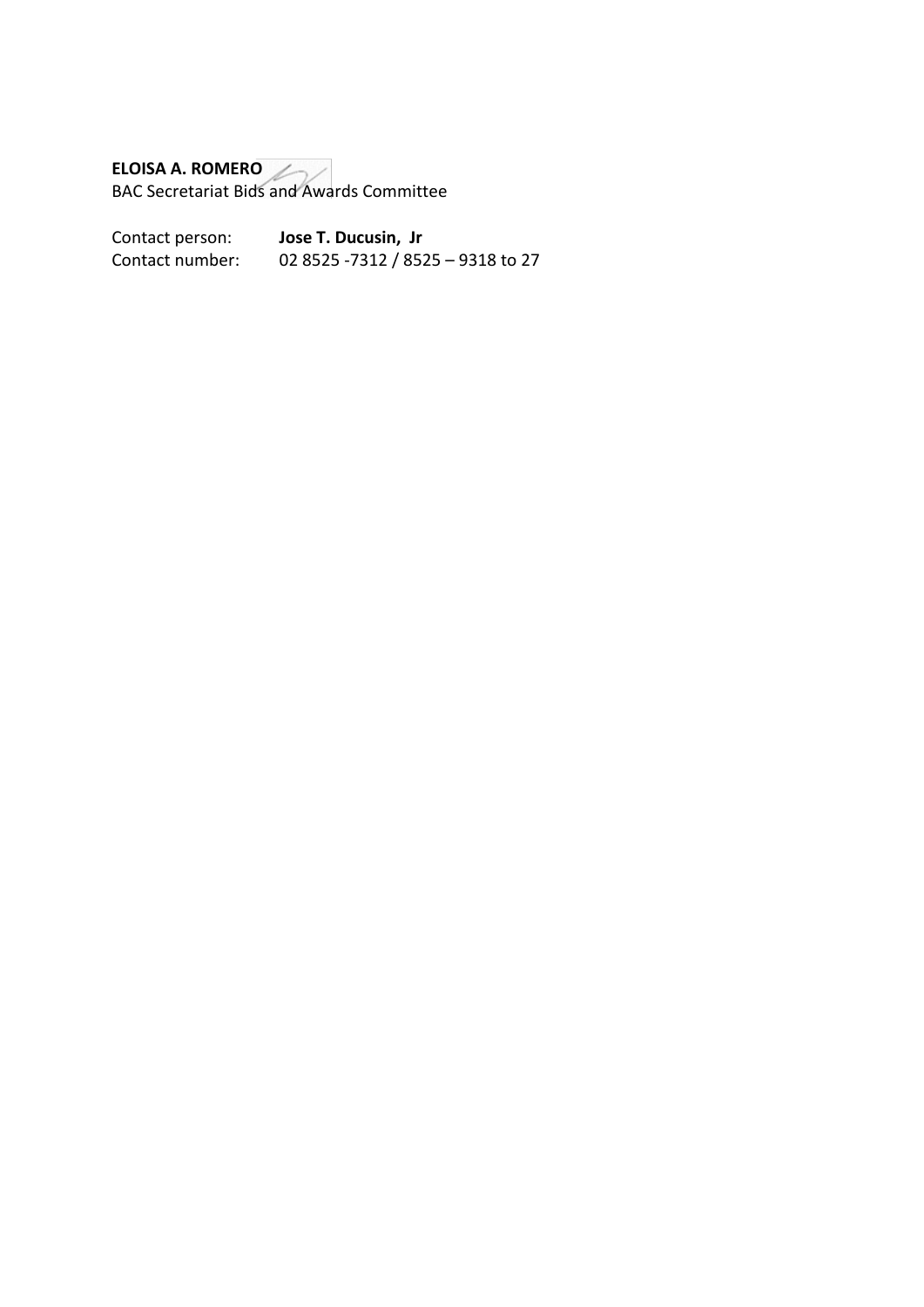**ELOISA A. ROMERO**
BAC Secretariat Bids and Awards Committee

Contact person: **Jose T. Ducusin, Jr**
Contact number: 02 8525 -7312 / 8525 – 9318 to 27